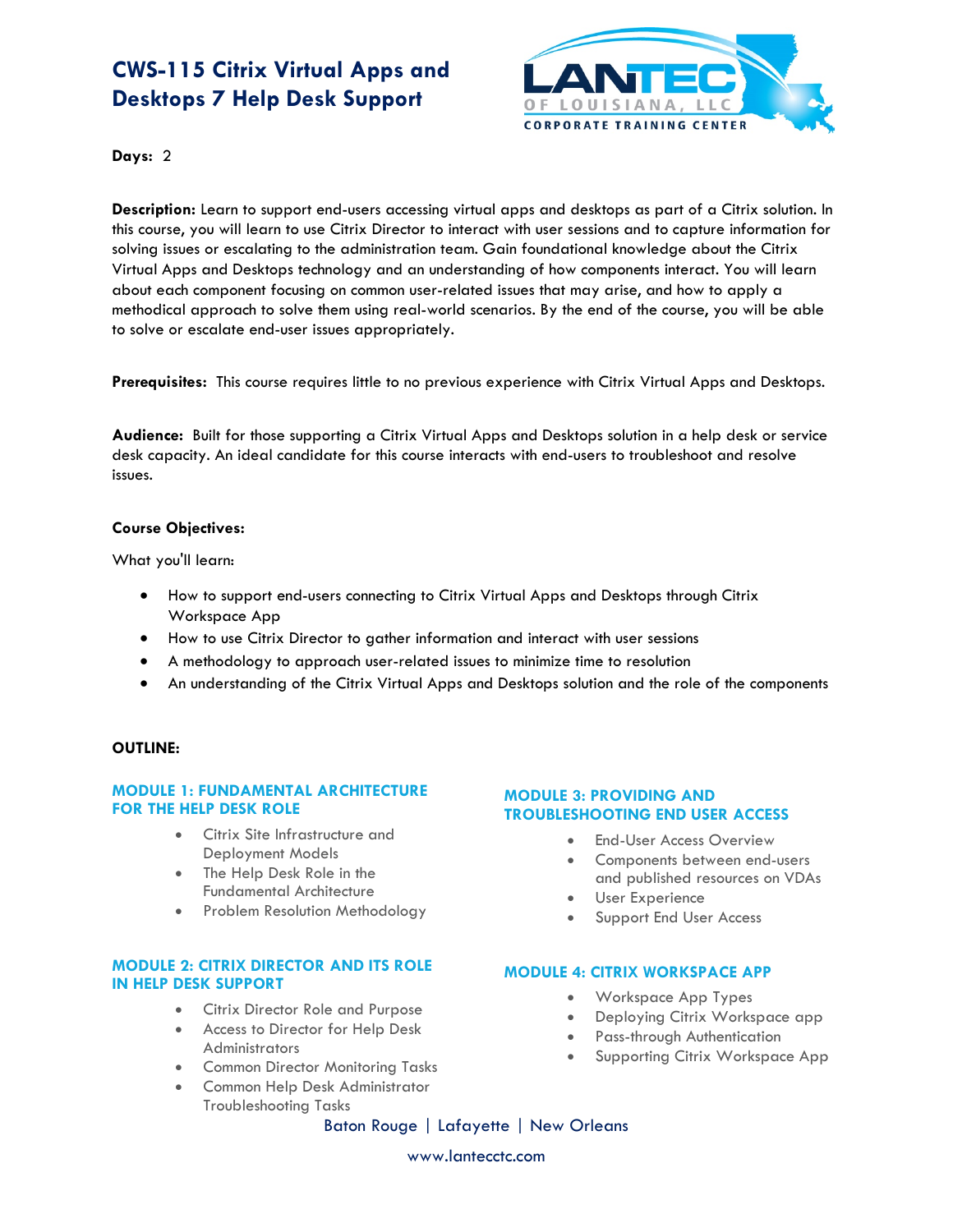# CWS-115 Citrix Virtual Apps and Desktops 7 Help Desk Support

LANTEC OF LOUISIANA, LLC
CORPORATE TRAINING CENTER

**Days:** 2

**Description:** Learn to support end-users accessing virtual apps and desktops as part of a Citrix solution. In this course, you will learn to use Citrix Director to interact with user sessions and to capture information for solving issues or escalating to the administration team. Gain foundational knowledge about the Citrix Virtual Apps and Desktops technology and an understanding of how components interact. You will learn about each component focusing on common user-related issues that may arise, and how to apply a methodical approach to solve them using real-world scenarios. By the end of the course, you will be able to solve or escalate end-user issues appropriately.

**Prerequisites:** This course requires little to no previous experience with Citrix Virtual Apps and Desktops.

**Audience:** Built for those supporting a Citrix Virtual Apps and Desktops solution in a help desk or service desk capacity. An ideal candidate for this course interacts with end-users to troubleshoot and resolve issues.

**Course Objectives:**

What you'll learn:

- How to support end-users connecting to Citrix Virtual Apps and Desktops through Citrix Workspace App
- How to use Citrix Director to gather information and interact with user sessions
- A methodology to approach user-related issues to minimize time to resolution
- An understanding of the Citrix Virtual Apps and Desktops solution and the role of the components

**OUTLINE:**

### MODULE 1: FUNDAMENTAL ARCHITECTURE FOR THE HELP DESK ROLE

- Citrix Site Infrastructure and Deployment Models
- The Help Desk Role in the Fundamental Architecture
- Problem Resolution Methodology

### MODULE 2: CITRIX DIRECTOR AND ITS ROLE IN HELP DESK SUPPORT

- Citrix Director Role and Purpose
- Access to Director for Help Desk Administrators
- Common Director Monitoring Tasks
- Common Help Desk Administrator Troubleshooting Tasks

### MODULE 3: PROVIDING AND TROUBLESHOOTING END USER ACCESS

- End-User Access Overview
- Components between end-users and published resources on VDAs
- User Experience
- Support End User Access

### MODULE 4: CITRIX WORKSPACE APP

- Workspace App Types
- Deploying Citrix Workspace app
- Pass-through Authentication
- Supporting Citrix Workspace App

Baton Rouge | Lafayette | New Orleans

www.lantecctc.com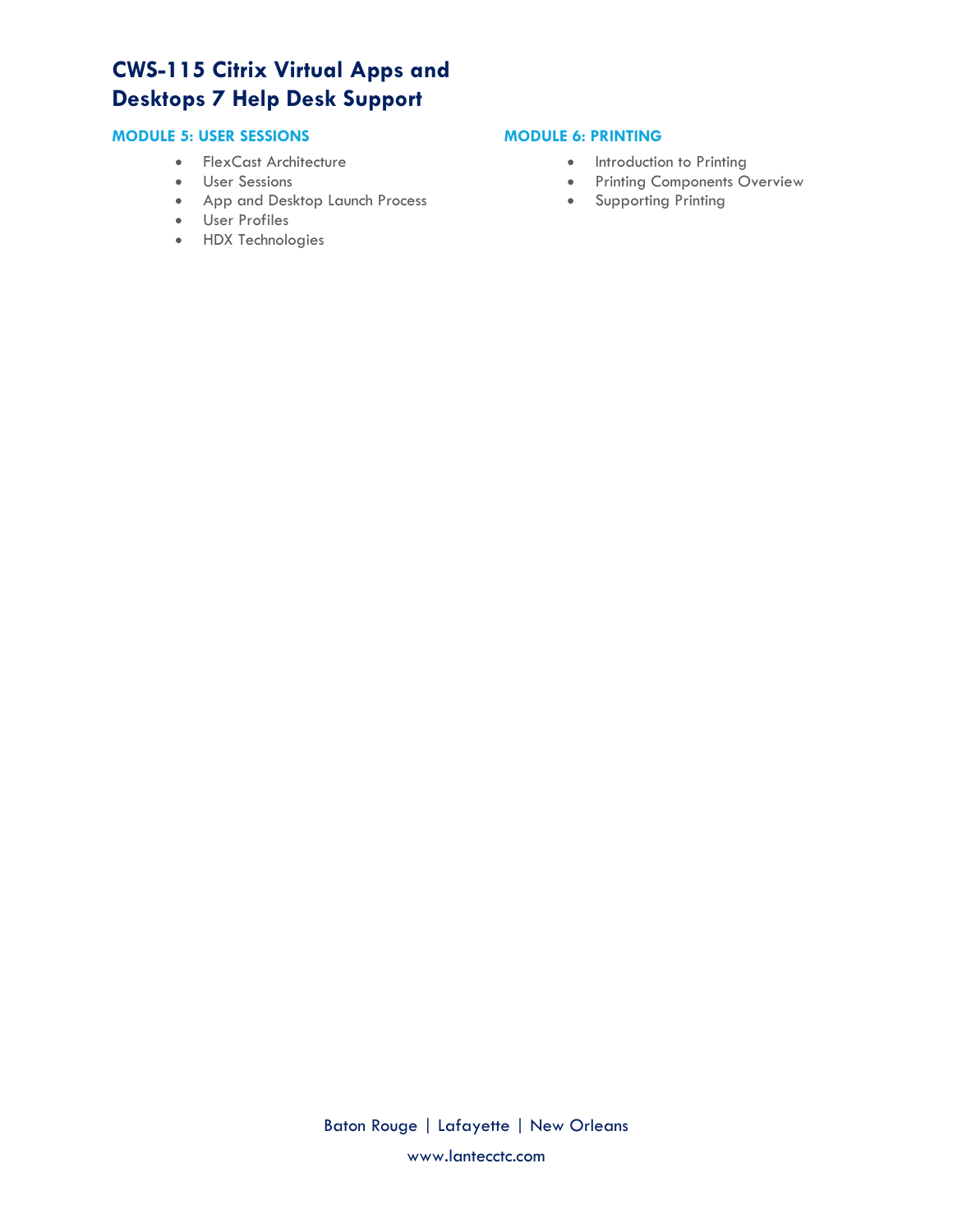# CWS-115 Citrix Virtual Apps and Desktops 7 Help Desk Support

## MODULE 5: USER SESSIONS

- FlexCast Architecture
- User Sessions
- App and Desktop Launch Process
- User Profiles
- HDX Technologies

## MODULE 6: PRINTING

- Introduction to Printing
- Printing Components Overview
- Supporting Printing

Baton Rouge | Lafayette | New Orleans

www.lantecctc.com